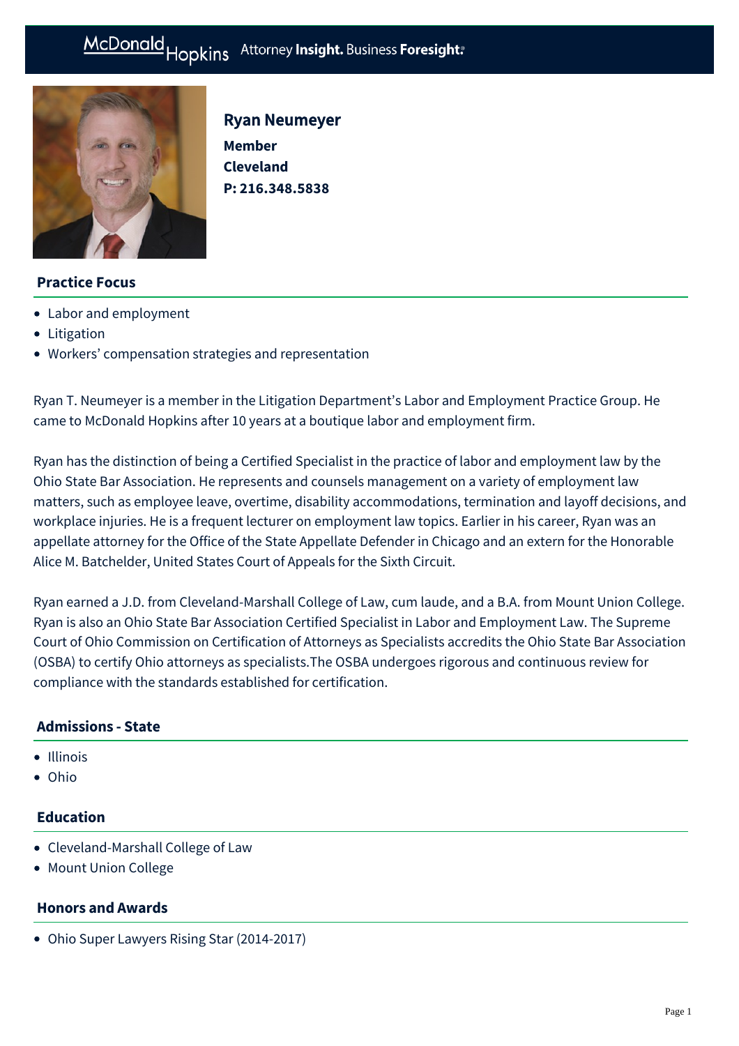# Ryan Neumeyer

**Member**
**Cleveland**
**P: 216.348.5838**

## Practice Focus

- Labor and employment
- Litigation
- Workers' compensation strategies and representation

Ryan T. Neumeyer is a member in the Litigation Department's Labor and Employment Practice Group. He came to McDonald Hopkins after 10 years at a boutique labor and employment firm.

Ryan has the distinction of being a Certified Specialist in the practice of labor and employment law by the Ohio State Bar Association. He represents and counsels management on a variety of employment law matters, such as employee leave, overtime, disability accommodations, termination and layoff decisions, and workplace injuries. He is a frequent lecturer on employment law topics. Earlier in his career, Ryan was an appellate attorney for the Office of the State Appellate Defender in Chicago and an extern for the Honorable Alice M. Batchelder, United States Court of Appeals for the Sixth Circuit.

Ryan earned a J.D. from Cleveland-Marshall College of Law, cum laude, and a B.A. from Mount Union College. Ryan is also an Ohio State Bar Association Certified Specialist in Labor and Employment Law. The Supreme Court of Ohio Commission on Certification of Attorneys as Specialists accredits the Ohio State Bar Association (OSBA) to certify Ohio attorneys as specialists.The OSBA undergoes rigorous and continuous review for compliance with the standards established for certification.

## Admissions - State

- Illinois
- Ohio

## Education

- Cleveland-Marshall College of Law
- Mount Union College

## Honors and Awards

- Ohio Super Lawyers Rising Star (2014-2017)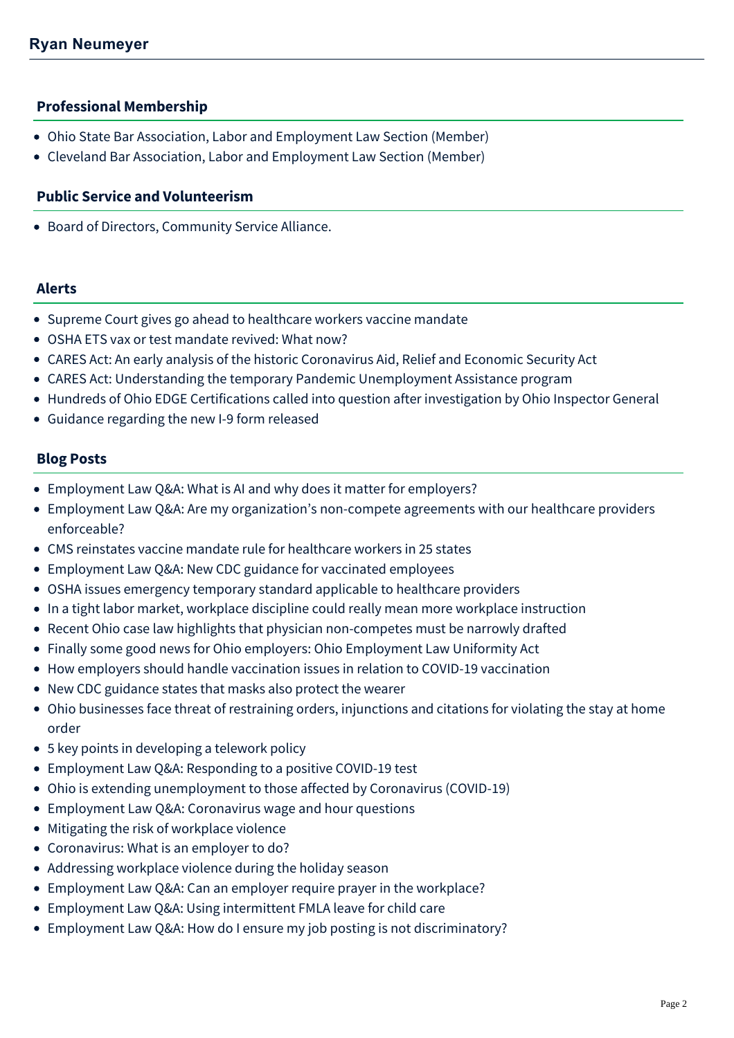## Professional Membership

- Ohio State Bar Association, Labor and Employment Law Section (Member)
- Cleveland Bar Association, Labor and Employment Law Section (Member)

## Public Service and Volunteerism

- Board of Directors, Community Service Alliance.

## Alerts

- Supreme Court gives go ahead to healthcare workers vaccine mandate
- OSHA ETS vax or test mandate revived: What now?
- CARES Act: An early analysis of the historic Coronavirus Aid, Relief and Economic Security Act
- CARES Act: Understanding the temporary Pandemic Unemployment Assistance program
- Hundreds of Ohio EDGE Certifications called into question after investigation by Ohio Inspector General
- Guidance regarding the new I-9 form released

## Blog Posts

- Employment Law Q&A: What is AI and why does it matter for employers?
- Employment Law Q&A: Are my organization's non-compete agreements with our healthcare providers enforceable?
- CMS reinstates vaccine mandate rule for healthcare workers in 25 states
- Employment Law Q&A: New CDC guidance for vaccinated employees
- OSHA issues emergency temporary standard applicable to healthcare providers
- In a tight labor market, workplace discipline could really mean more workplace instruction
- Recent Ohio case law highlights that physician non-competes must be narrowly drafted
- Finally some good news for Ohio employers: Ohio Employment Law Uniformity Act
- How employers should handle vaccination issues in relation to COVID-19 vaccination
- New CDC guidance states that masks also protect the wearer
- Ohio businesses face threat of restraining orders, injunctions and citations for violating the stay at home order
- 5 key points in developing a telework policy
- Employment Law Q&A: Responding to a positive COVID-19 test
- Ohio is extending unemployment to those affected by Coronavirus (COVID-19)
- Employment Law Q&A: Coronavirus wage and hour questions
- Mitigating the risk of workplace violence
- Coronavirus: What is an employer to do?
- Addressing workplace violence during the holiday season
- Employment Law Q&A: Can an employer require prayer in the workplace?
- Employment Law Q&A: Using intermittent FMLA leave for child care
- Employment Law Q&A: How do I ensure my job posting is not discriminatory?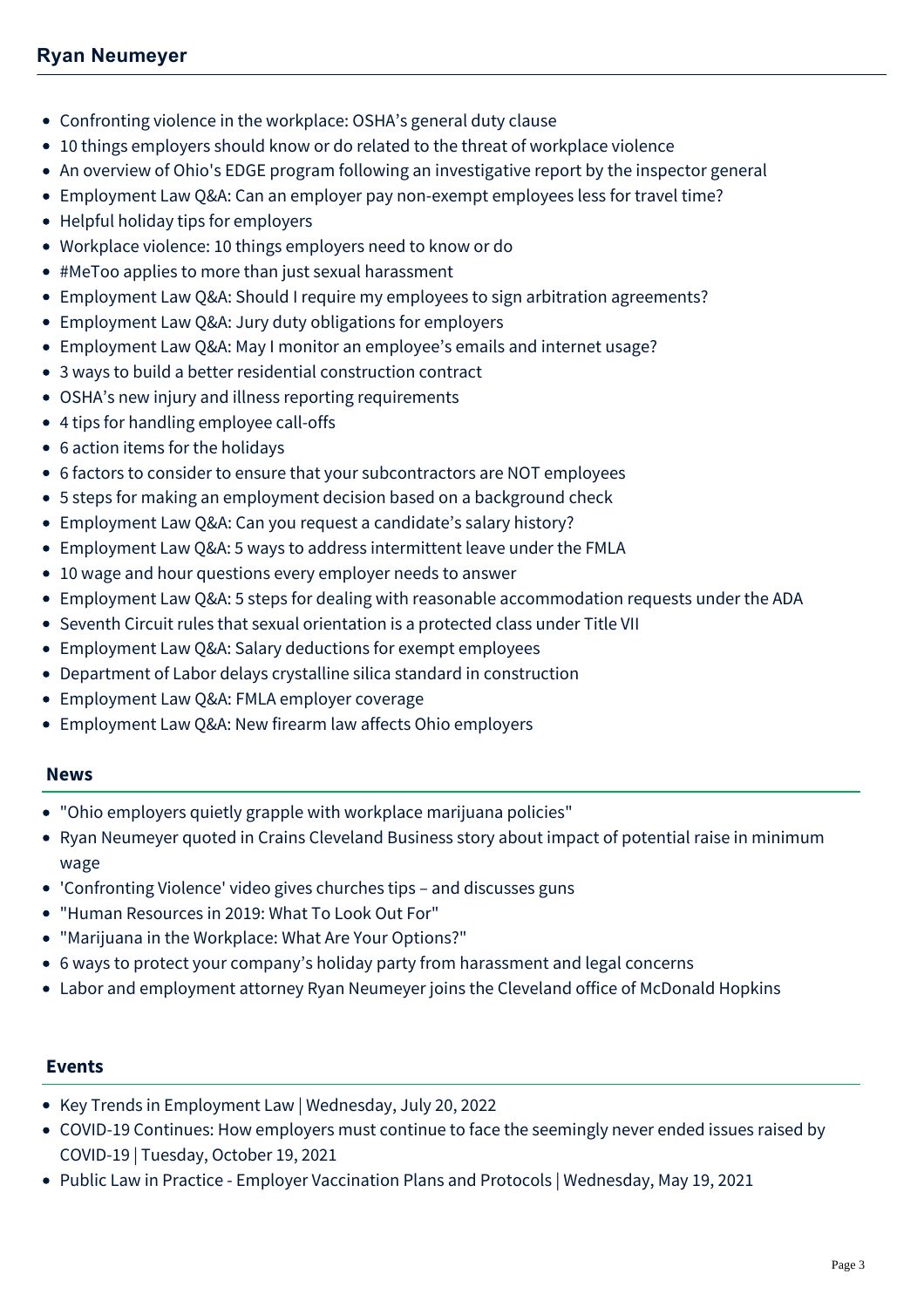- Confronting violence in the workplace: OSHA's general duty clause
- 10 things employers should know or do related to the threat of workplace violence
- An overview of Ohio's EDGE program following an investigative report by the inspector general
- Employment Law Q&A: Can an employer pay non-exempt employees less for travel time?
- Helpful holiday tips for employers
- Workplace violence: 10 things employers need to know or do
- #MeToo applies to more than just sexual harassment
- Employment Law Q&A: Should I require my employees to sign arbitration agreements?
- Employment Law Q&A: Jury duty obligations for employers
- Employment Law Q&A: May I monitor an employee's emails and internet usage?
- 3 ways to build a better residential construction contract
- OSHA's new injury and illness reporting requirements
- 4 tips for handling employee call-offs
- 6 action items for the holidays
- 6 factors to consider to ensure that your subcontractors are NOT employees
- 5 steps for making an employment decision based on a background check
- Employment Law Q&A: Can you request a candidate's salary history?
- Employment Law Q&A: 5 ways to address intermittent leave under the FMLA
- 10 wage and hour questions every employer needs to answer
- Employment Law Q&A: 5 steps for dealing with reasonable accommodation requests under the ADA
- Seventh Circuit rules that sexual orientation is a protected class under Title VII
- Employment Law Q&A: Salary deductions for exempt employees
- Department of Labor delays crystalline silica standard in construction
- Employment Law Q&A: FMLA employer coverage
- Employment Law Q&A: New firearm law affects Ohio employers

## News

- "Ohio employers quietly grapple with workplace marijuana policies"
- Ryan Neumeyer quoted in Crains Cleveland Business story about impact of potential raise in minimum wage
- 'Confronting Violence' video gives churches tips – and discusses guns
- "Human Resources in 2019: What To Look Out For"
- "Marijuana in the Workplace: What Are Your Options?"
- 6 ways to protect your company's holiday party from harassment and legal concerns
- Labor and employment attorney Ryan Neumeyer joins the Cleveland office of McDonald Hopkins

## Events

- Key Trends in Employment Law | Wednesday, July 20, 2022
- COVID-19 Continues: How employers must continue to face the seemingly never ended issues raised by COVID-19 | Tuesday, October 19, 2021
- Public Law in Practice - Employer Vaccination Plans and Protocols | Wednesday, May 19, 2021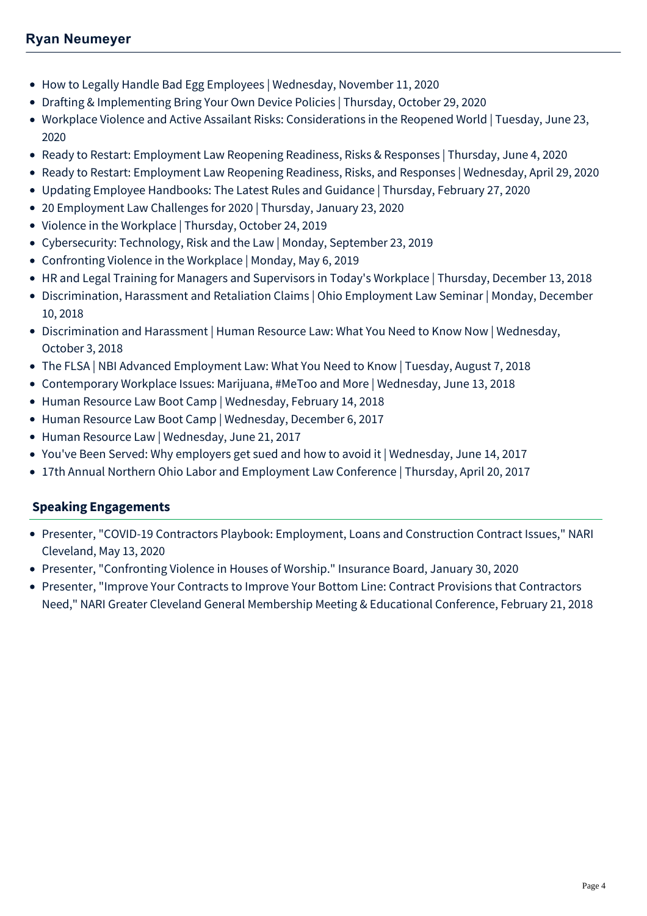- How to Legally Handle Bad Egg Employees | Wednesday, November 11, 2020
- Drafting & Implementing Bring Your Own Device Policies | Thursday, October 29, 2020
- Workplace Violence and Active Assailant Risks: Considerations in the Reopened World | Tuesday, June 23, 2020
- Ready to Restart: Employment Law Reopening Readiness, Risks & Responses | Thursday, June 4, 2020
- Ready to Restart: Employment Law Reopening Readiness, Risks, and Responses | Wednesday, April 29, 2020
- Updating Employee Handbooks: The Latest Rules and Guidance | Thursday, February 27, 2020
- 20 Employment Law Challenges for 2020 | Thursday, January 23, 2020
- Violence in the Workplace | Thursday, October 24, 2019
- Cybersecurity: Technology, Risk and the Law | Monday, September 23, 2019
- Confronting Violence in the Workplace | Monday, May 6, 2019
- HR and Legal Training for Managers and Supervisors in Today's Workplace | Thursday, December 13, 2018
- Discrimination, Harassment and Retaliation Claims | Ohio Employment Law Seminar | Monday, December 10, 2018
- Discrimination and Harassment | Human Resource Law: What You Need to Know Now | Wednesday, October 3, 2018
- The FLSA | NBI Advanced Employment Law: What You Need to Know | Tuesday, August 7, 2018
- Contemporary Workplace Issues: Marijuana, #MeToo and More | Wednesday, June 13, 2018
- Human Resource Law Boot Camp | Wednesday, February 14, 2018
- Human Resource Law Boot Camp | Wednesday, December 6, 2017
- Human Resource Law | Wednesday, June 21, 2017
- You've Been Served: Why employers get sued and how to avoid it | Wednesday, June 14, 2017
- 17th Annual Northern Ohio Labor and Employment Law Conference | Thursday, April 20, 2017

## Speaking Engagements

- Presenter, "COVID-19 Contractors Playbook: Employment, Loans and Construction Contract Issues," NARI Cleveland, May 13, 2020
- Presenter, "Confronting Violence in Houses of Worship." Insurance Board, January 30, 2020
- Presenter, "Improve Your Contracts to Improve Your Bottom Line: Contract Provisions that Contractors Need," NARI Greater Cleveland General Membership Meeting & Educational Conference, February 21, 2018